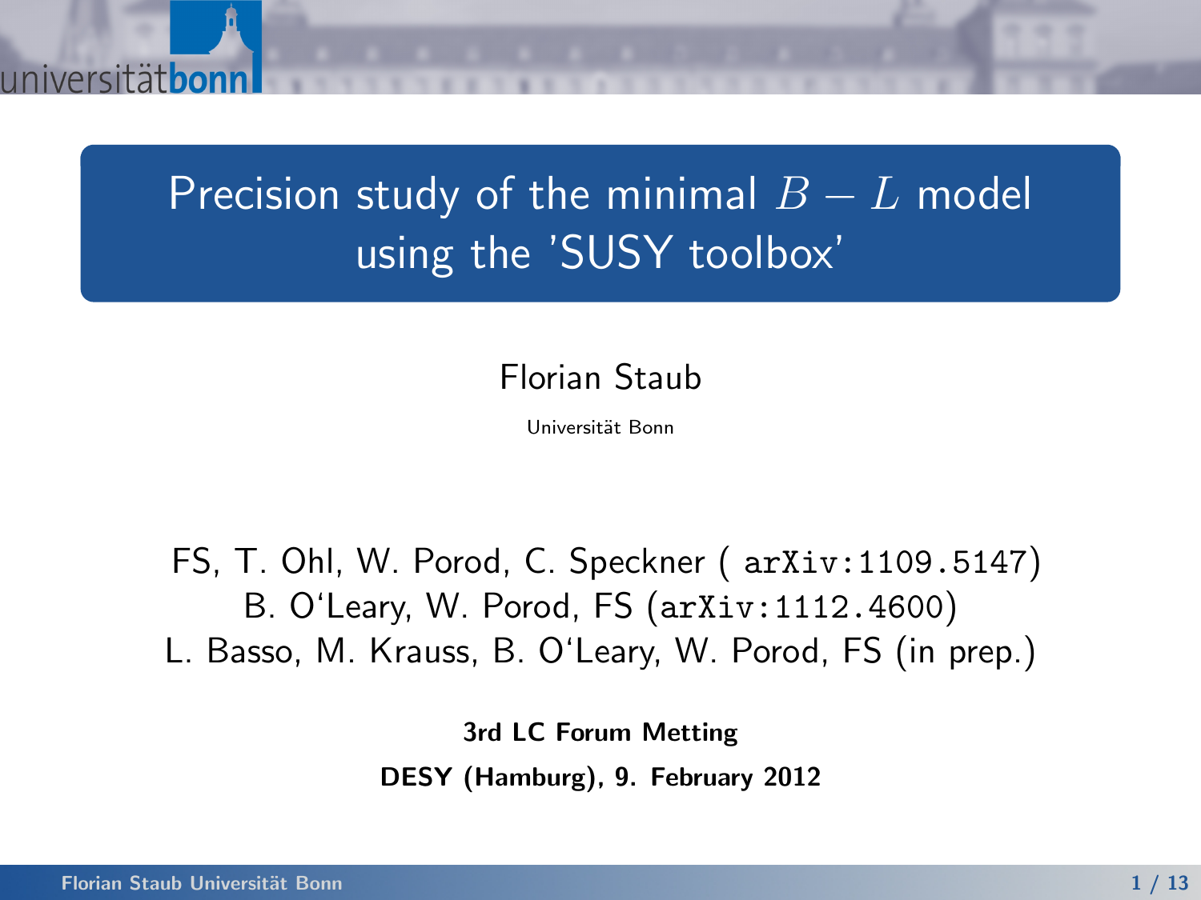# Precision study of the minimal $B - L$ model using the 'SUSY toolbox'

Florian Staub

Universität Bonn

FS, T. Ohl, W. Porod, C. Speckner ( `arXiv:1109.5147`)
B. O'Leary, W. Porod, FS (`arXiv:1112.4600`)
L. Basso, M. Krauss, B. O'Leary, W. Porod, FS (in prep.)

**3rd LC Forum Metting**

**DESY (Hamburg), 9. February 2012**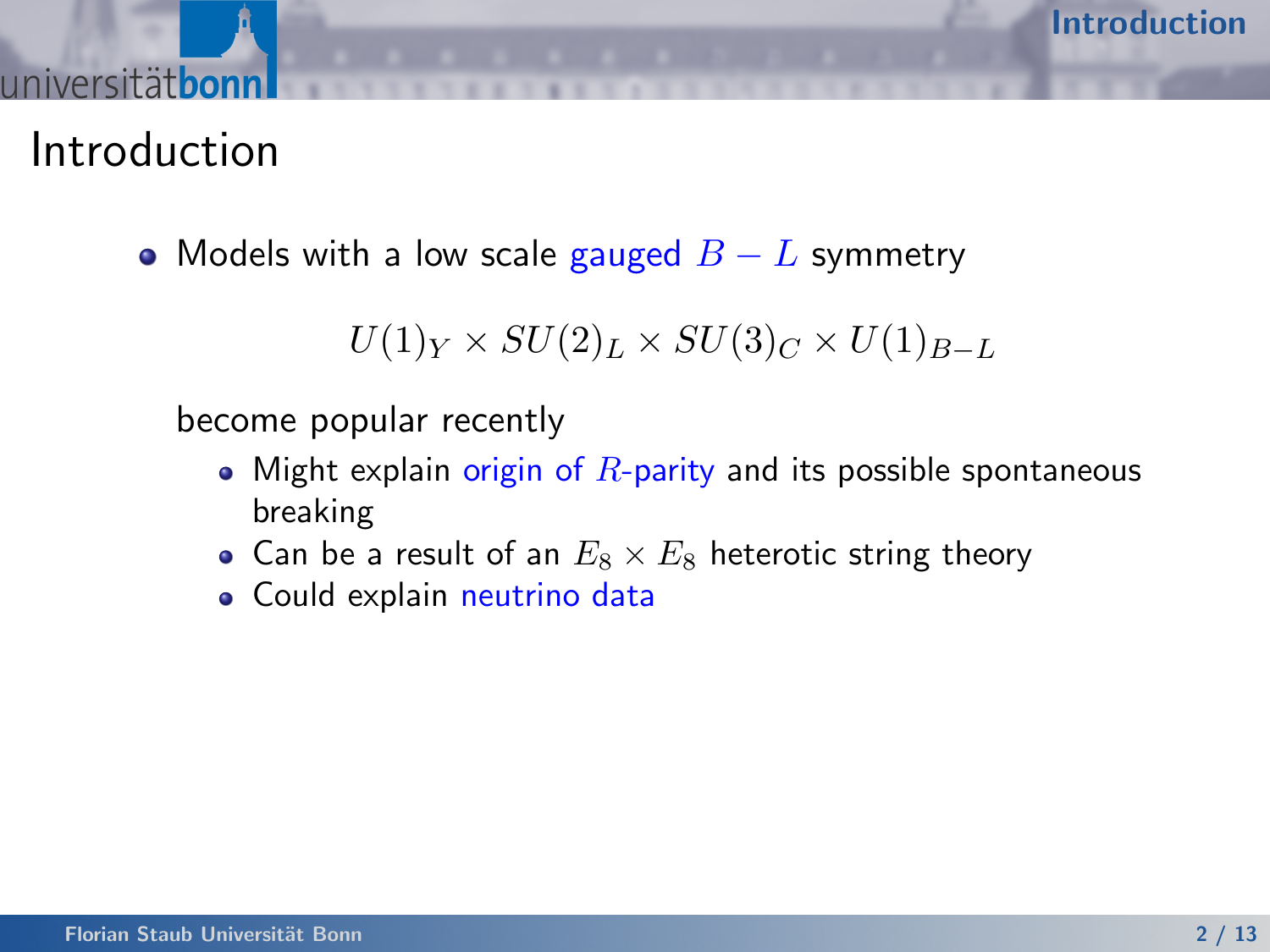# Introduction

- Models with a low scale gauged $B - L$ symmetry

$$U(1)_Y \times SU(2)_L \times SU(3)_C \times U(1)_{B-L}$$

  become popular recently

  - Might explain origin of $R$-parity and its possible spontaneous breaking
  - Can be a result of an $E_8 \times E_8$ heterotic string theory
  - Could explain neutrino data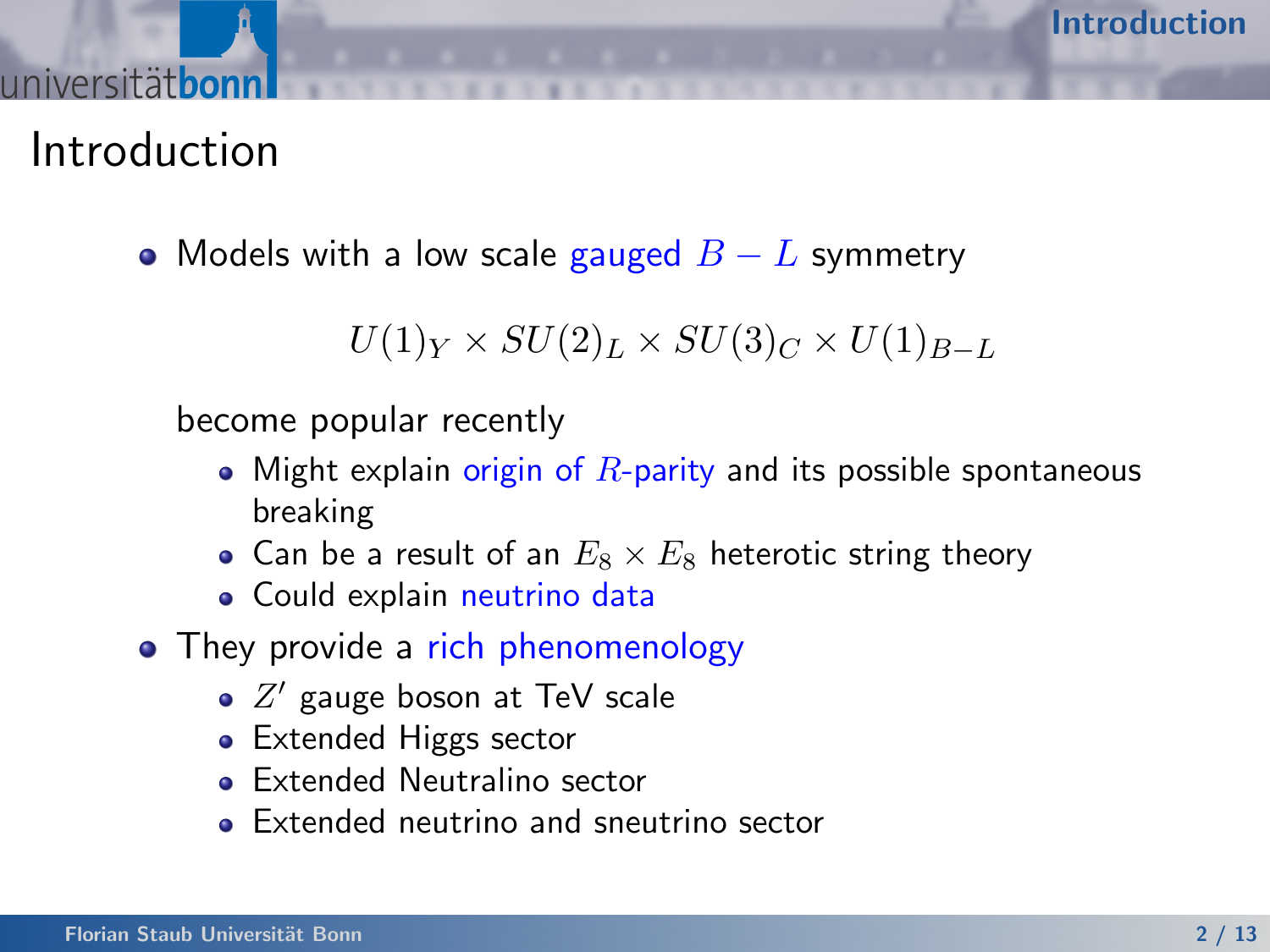# Introduction

- Models with a low scale gauged $B - L$ symmetry

$$U(1)_Y \times SU(2)_L \times SU(3)_C \times U(1)_{B-L}$$

  become popular recently
  - Might explain origin of $R$-parity and its possible spontaneous breaking
  - Can be a result of an $E_8 \times E_8$ heterotic string theory
  - Could explain neutrino data
- They provide a rich phenomenology
  - $Z'$ gauge boson at TeV scale
  - Extended Higgs sector
  - Extended Neutralino sector
  - Extended neutrino and sneutrino sector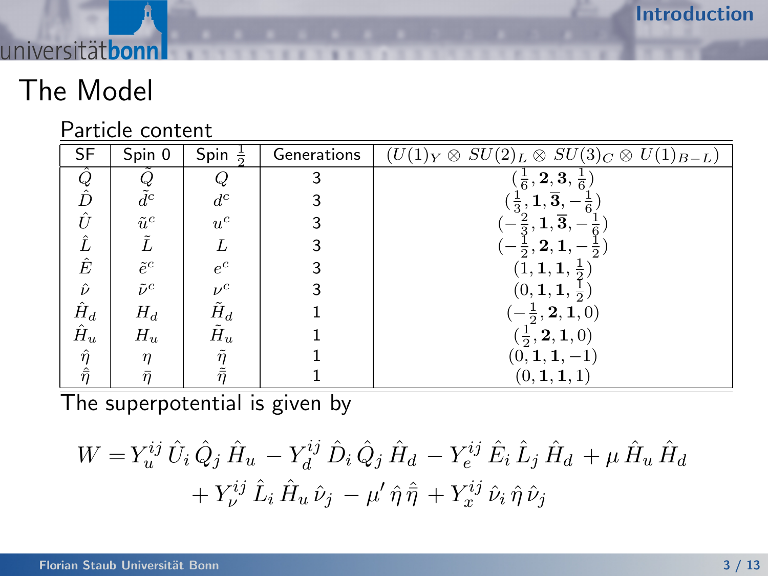# The Model

Particle content

| SF | Spin 0 | Spin $\frac{1}{2}$ | Generations | $(U(1)_Y \otimes SU(2)_L \otimes SU(3)_C \otimes U(1)_{B-L})$ |
|---|---|---|---|---|
| $\hat{Q}$ | $\tilde{Q}$ | $Q$ | 3 | $(\frac{1}{6}, \mathbf{2}, \mathbf{3}, \frac{1}{6})$ |
| $\hat{D}$ | $\tilde{d}^c$ | $d^c$ | 3 | $(\frac{1}{3}, \mathbf{1}, \overline{\mathbf{3}}, -\frac{1}{6})$ |
| $\hat{U}$ | $\tilde{u}^c$ | $u^c$ | 3 | $(-\frac{2}{3}, \mathbf{1}, \overline{\mathbf{3}}, -\frac{1}{6})$ |
| $\hat{L}$ | $\tilde{L}$ | $L$ | 3 | $(-\frac{1}{2}, \mathbf{2}, \mathbf{1}, -\frac{1}{2})$ |
| $\hat{E}$ | $\tilde{e}^c$ | $e^c$ | 3 | $(1, \mathbf{1}, \mathbf{1}, \frac{1}{2})$ |
| $\hat{\nu}$ | $\tilde{\nu}^c$ | $\nu^c$ | 3 | $(0, \mathbf{1}, \mathbf{1}, \frac{1}{2})$ |
| $\hat{H}_d$ | $H_d$ | $\tilde{H}_d$ | 1 | $(-\frac{1}{2}, \mathbf{2}, \mathbf{1}, 0)$ |
| $\hat{H}_u$ | $H_u$ | $\tilde{H}_u$ | 1 | $(\frac{1}{2}, \mathbf{2}, \mathbf{1}, 0)$ |
| $\hat{\eta}$ | $\eta$ | $\tilde{\eta}$ | 1 | $(0, \mathbf{1}, \mathbf{1}, -1)$ |
| $\hat{\bar{\eta}}$ | $\bar{\eta}$ | $\tilde{\bar{\eta}}$ | 1 | $(0, \mathbf{1}, \mathbf{1}, 1)$ |

The superpotential is given by

$$W = Y_u^{ij}\, \hat{U}_i\, \hat{Q}_j\, \hat{H}_u\, - Y_d^{ij}\, \hat{D}_i\, \hat{Q}_j\, \hat{H}_d\, - Y_e^{ij}\, \hat{E}_i\, \hat{L}_j\, \hat{H}_d\, + \mu\, \hat{H}_u\, \hat{H}_d$$
$$+ Y_\nu^{ij}\, \hat{L}_i\, \hat{H}_u\, \hat{\nu}_j\, - \mu'\, \hat{\eta}\, \hat{\bar{\eta}}\, + Y_x^{ij}\, \hat{\nu}_i\, \hat{\eta}\, \hat{\nu}_j$$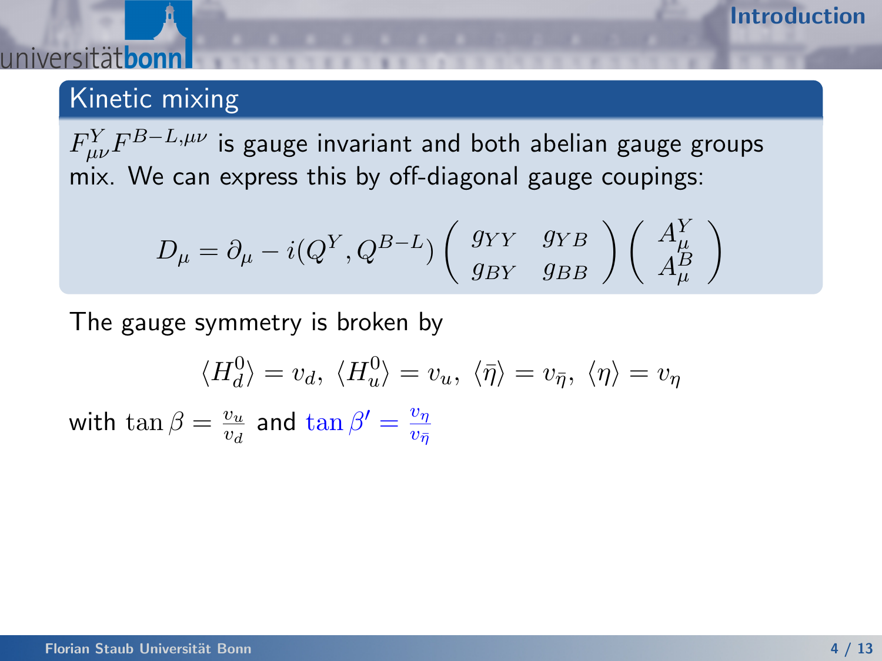## Kinetic mixing

$F^{Y}_{\mu\nu} F^{B-L,\mu\nu}$ is gauge invariant and both abelian gauge groups mix. We can express this by off-diagonal gauge coupings:

$$D_\mu = \partial_\mu - i(Q^Y, Q^{B-L}) \begin{pmatrix} g_{YY} & g_{YB} \\ g_{BY} & g_{BB} \end{pmatrix} \begin{pmatrix} A^Y_\mu \\ A^B_\mu \end{pmatrix}$$

The gauge symmetry is broken by

$$\langle H^0_d \rangle = v_d, \; \langle H^0_u \rangle = v_u, \; \langle \bar{\eta} \rangle = v_{\bar{\eta}}, \; \langle \eta \rangle = v_\eta$$

with $\tan\beta = \frac{v_u}{v_d}$ and $\tan\beta' = \frac{v_\eta}{v_{\bar{\eta}}}$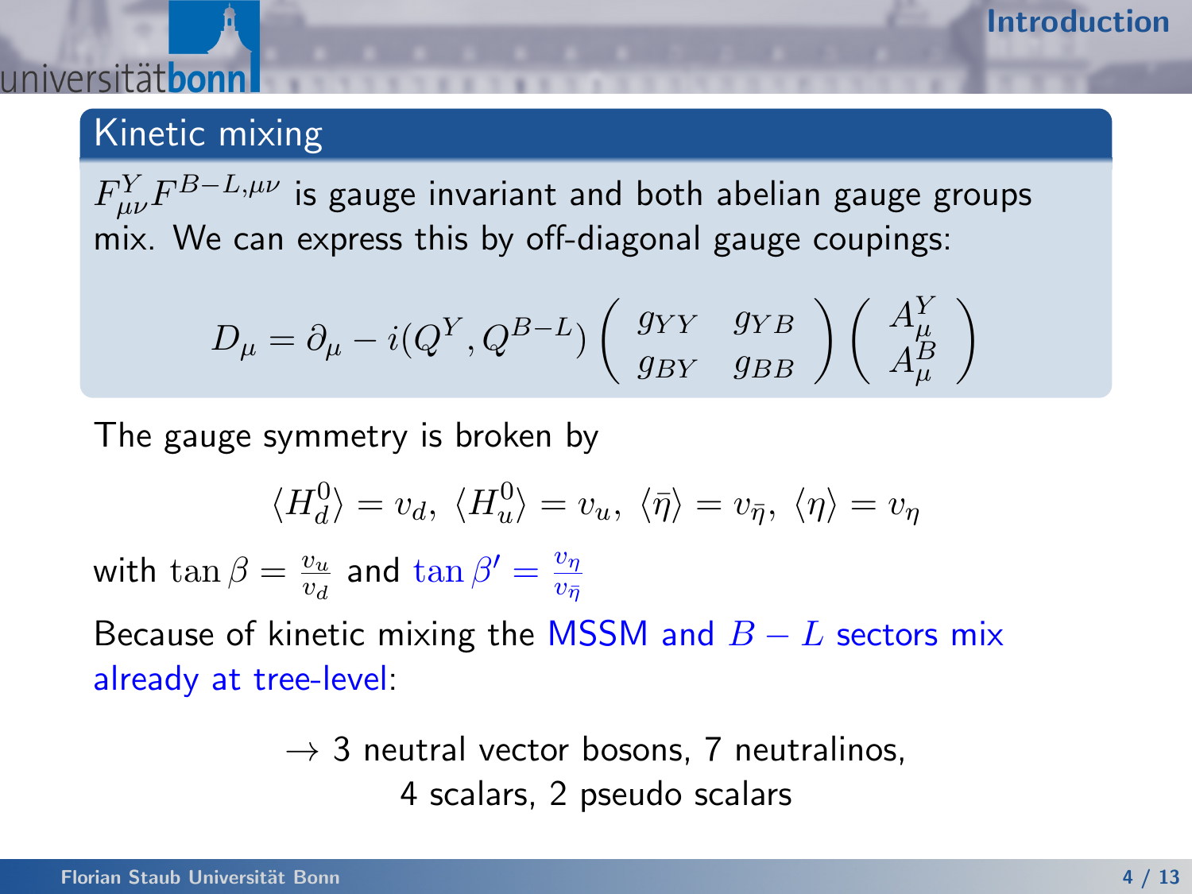## Kinetic mixing

$F^{Y}_{\mu\nu}F^{B-L,\mu\nu}$ is gauge invariant and both abelian gauge groups mix. We can express this by off-diagonal gauge coupings:

$$D_\mu = \partial_\mu - i(Q^Y, Q^{B-L}) \begin{pmatrix} g_{YY} & g_{YB} \\ g_{BY} & g_{BB} \end{pmatrix} \begin{pmatrix} A^Y_\mu \\ A^B_\mu \end{pmatrix}$$

The gauge symmetry is broken by

$$\langle H^0_d \rangle = v_d,\ \langle H^0_u \rangle = v_u,\ \langle \bar{\eta} \rangle = v_{\bar{\eta}},\ \langle \eta \rangle = v_\eta$$

with $\tan\beta = \frac{v_u}{v_d}$ and $\tan\beta' = \frac{v_\eta}{v_{\bar{\eta}}}$

Because of kinetic mixing the MSSM and $B-L$ sectors mix already at tree-level:

$\rightarrow$ 3 neutral vector bosons, 7 neutralinos,
4 scalars, 2 pseudo scalars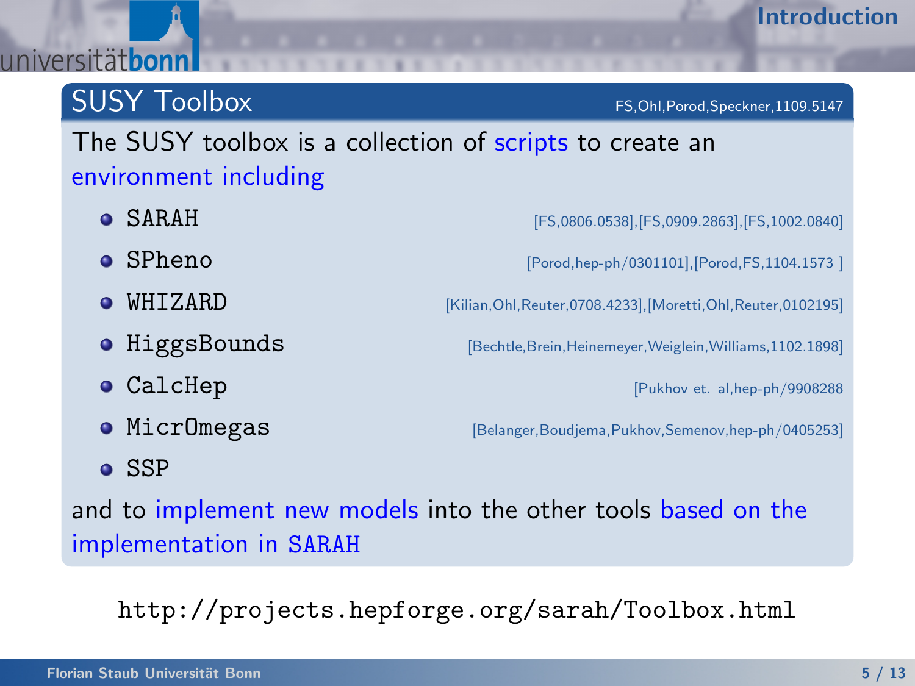## SUSY Toolbox

FS,Ohl,Porod,Speckner,1109.5147

The SUSY toolbox is a collection of scripts to create an environment including

- SARAH [FS,0806.0538],[FS,0909.2863],[FS,1002.0840]
- SPheno [Porod,hep-ph/0301101],[Porod,FS,1104.1573 ]
- WHIZARD [Kilian,Ohl,Reuter,0708.4233],[Moretti,Ohl,Reuter,0102195]
- HiggsBounds [Bechtle,Brein,Heinemeyer,Weiglein,Williams,1102.1898]
- CalcHep [Pukhov et. al,hep-ph/9908288]
- MicrOmegas [Belanger,Boudjema,Pukhov,Semenov,hep-ph/0405253]
- SSP

and to implement new models into the other tools based on the implementation in SARAH

http://projects.hepforge.org/sarah/Toolbox.html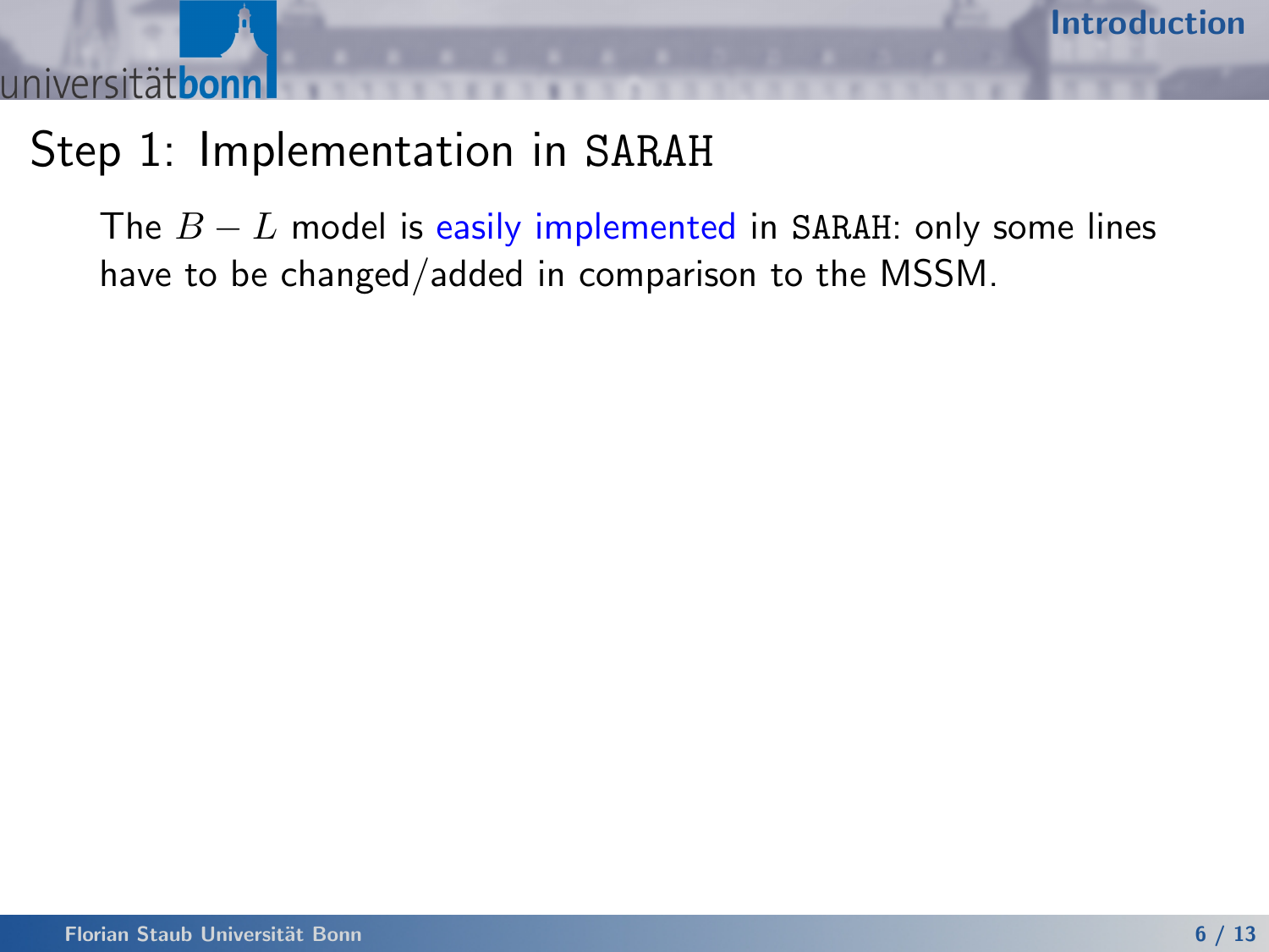## Step 1: Implementation in SARAH

The $B-L$ model is easily implemented in SARAH: only some lines have to be changed/added in comparison to the MSSM.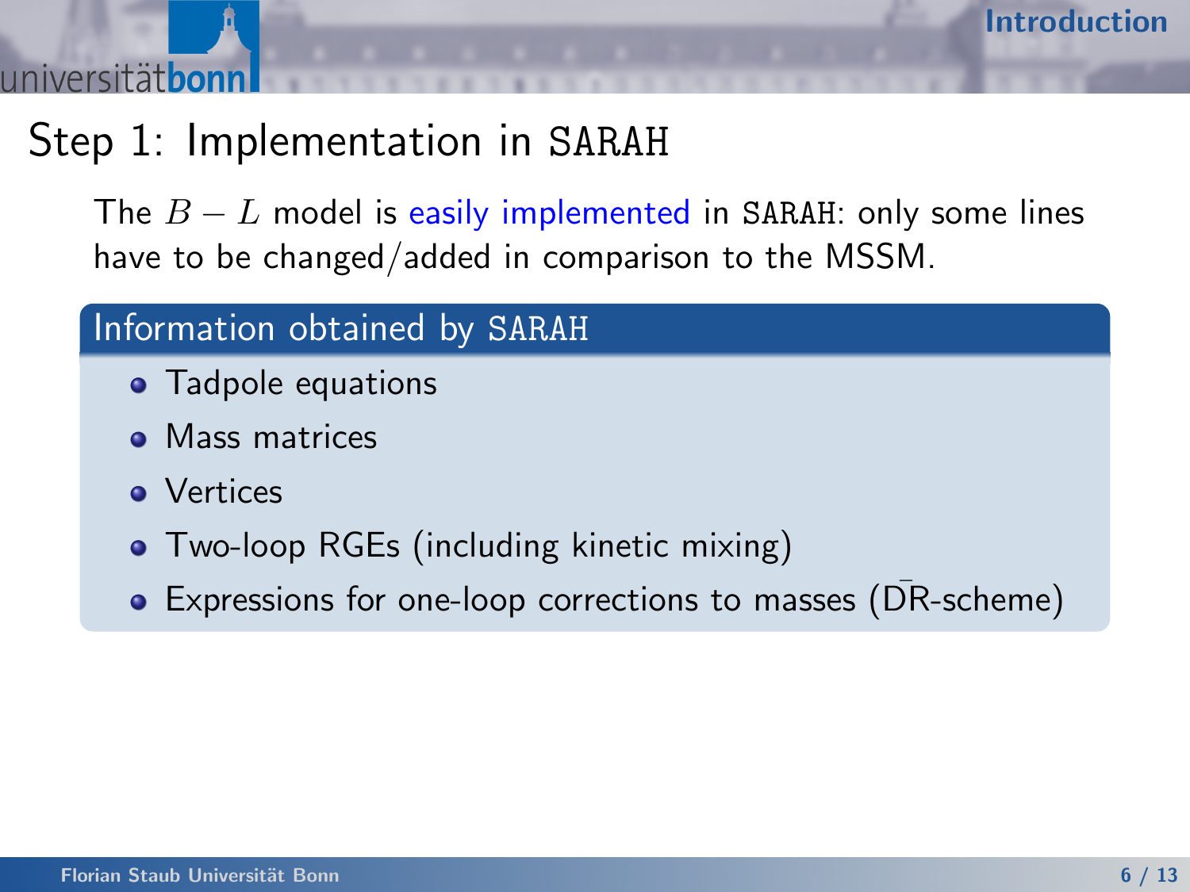## Step 1: Implementation in SARAH

The $B - L$ model is easily implemented in SARAH: only some lines have to be changed/added in comparison to the MSSM.

### Information obtained by SARAH

- Tadpole equations
- Mass matrices
- Vertices
- Two-loop RGEs (including kinetic mixing)
- Expressions for one-loop corrections to masses ($\overline{\text{DR}}$-scheme)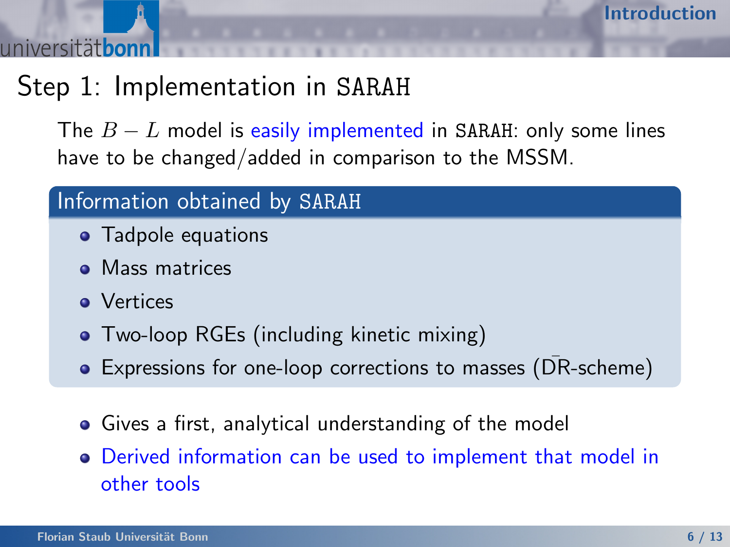## Step 1: Implementation in SARAH

The $B - L$ model is easily implemented in SARAH: only some lines have to be changed/added in comparison to the MSSM.

### Information obtained by SARAH

- Tadpole equations
- Mass matrices
- Vertices
- Two-loop RGEs (including kinetic mixing)
- Expressions for one-loop corrections to masses ($\overline{\text{DR}}$-scheme)

- Gives a first, analytical understanding of the model
- Derived information can be used to implement that model in other tools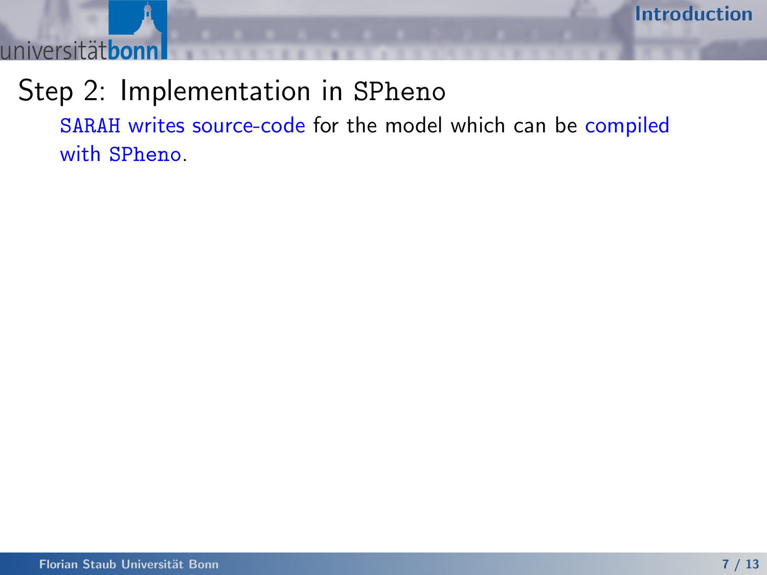## Step 2: Implementation in SPheno

SARAH writes source-code for the model which can be compiled with SPheno.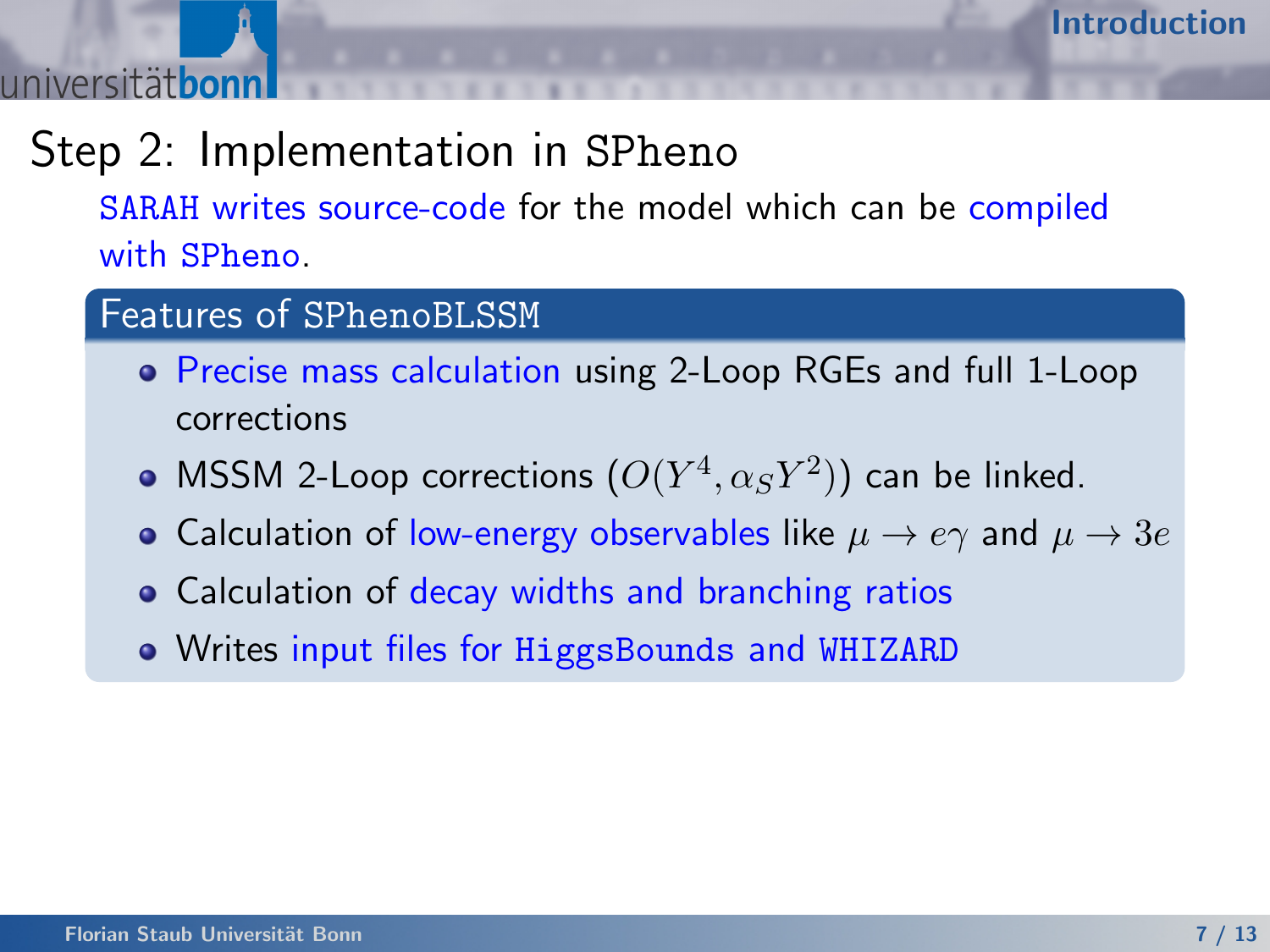## Step 2: Implementation in SPheno

SARAH writes source-code for the model which can be compiled with SPheno.

### Features of SPhenoBLSSM

- Precise mass calculation using 2-Loop RGEs and full 1-Loop corrections
- MSSM 2-Loop corrections ($O(Y^4, \alpha_S Y^2)$) can be linked.
- Calculation of low-energy observables like $\mu \to e\gamma$ and $\mu \to 3e$
- Calculation of decay widths and branching ratios
- Writes input files for HiggsBounds and WHIZARD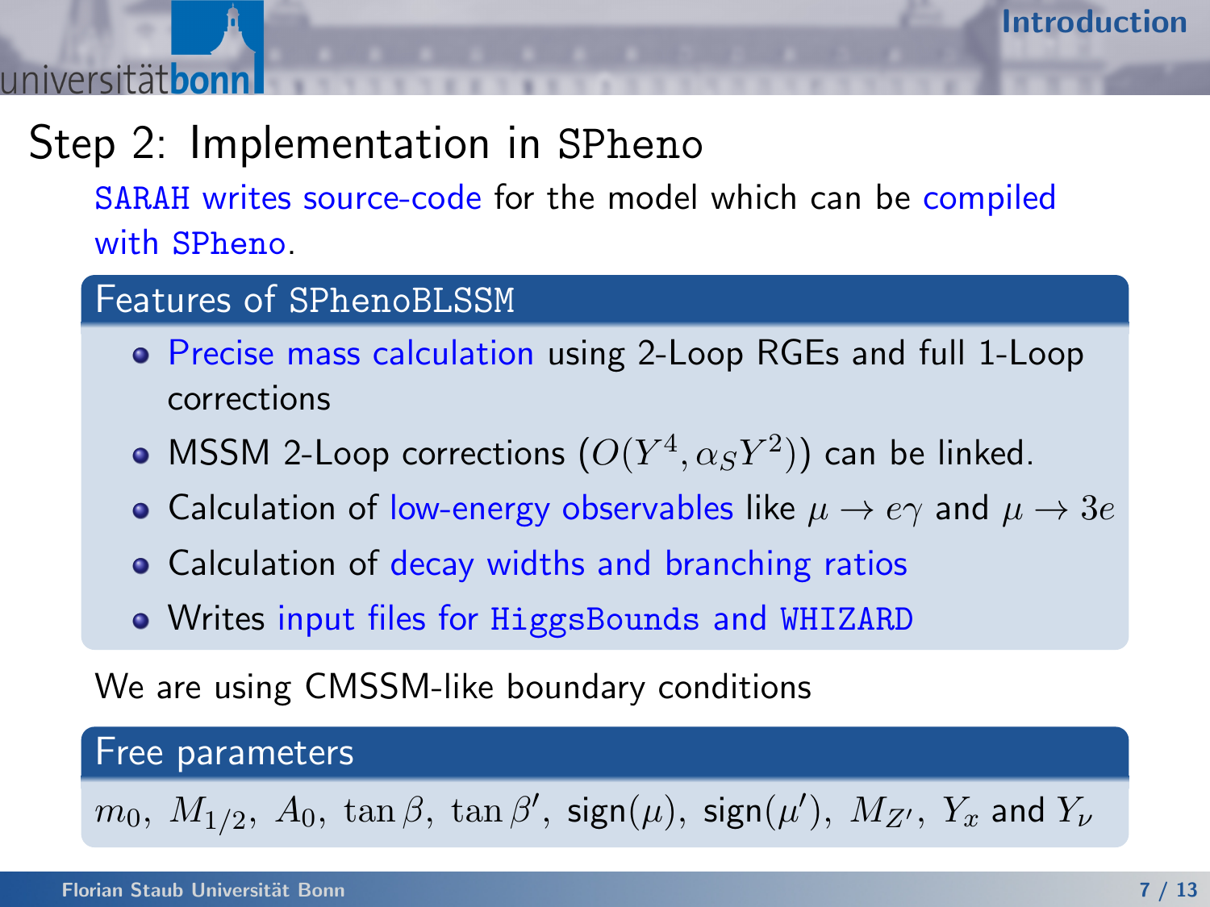# Step 2: Implementation in SPheno

SARAH writes source-code for the model which can be compiled with SPheno.

## Features of SPhenoBLSSM

- Precise mass calculation using 2-Loop RGEs and full 1-Loop corrections
- MSSM 2-Loop corrections ($O(Y^4, \alpha_S Y^2)$) can be linked.
- Calculation of low-energy observables like $\mu \to e\gamma$ and $\mu \to 3e$
- Calculation of decay widths and branching ratios
- Writes input files for HiggsBounds and WHIZARD

We are using CMSSM-like boundary conditions

## Free parameters

$m_0,\ M_{1/2},\ A_0,\ \tan\beta,\ \tan\beta',\ \text{sign}(\mu),\ \text{sign}(\mu'),\ M_{Z'},\ Y_x$ and $Y_\nu$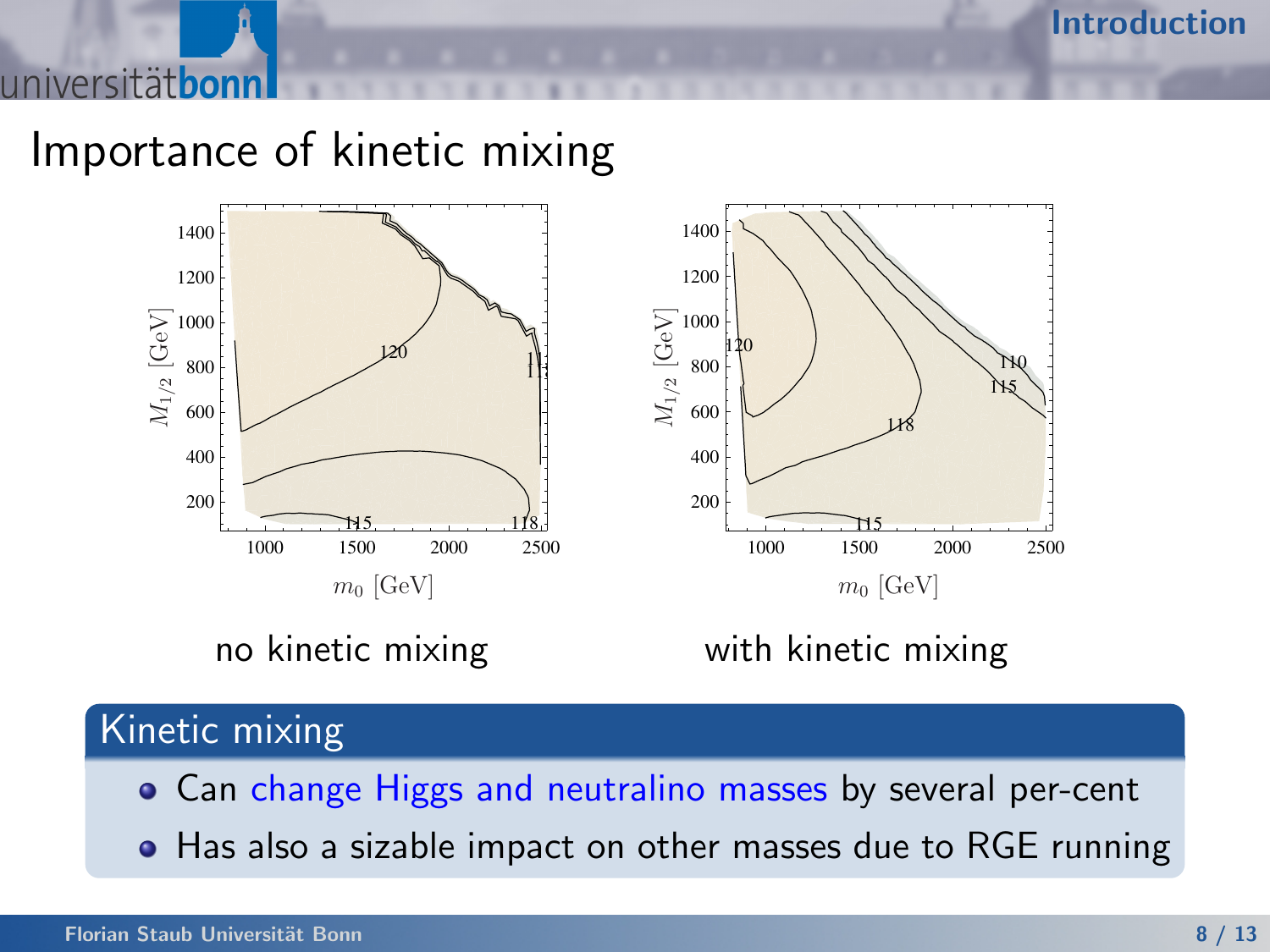# Importance of kinetic mixing

no kinetic mixing

with kinetic mixing

## Kinetic mixing

- Can change Higgs and neutralino masses by several per-cent
- Has also a sizable impact on other masses due to RGE running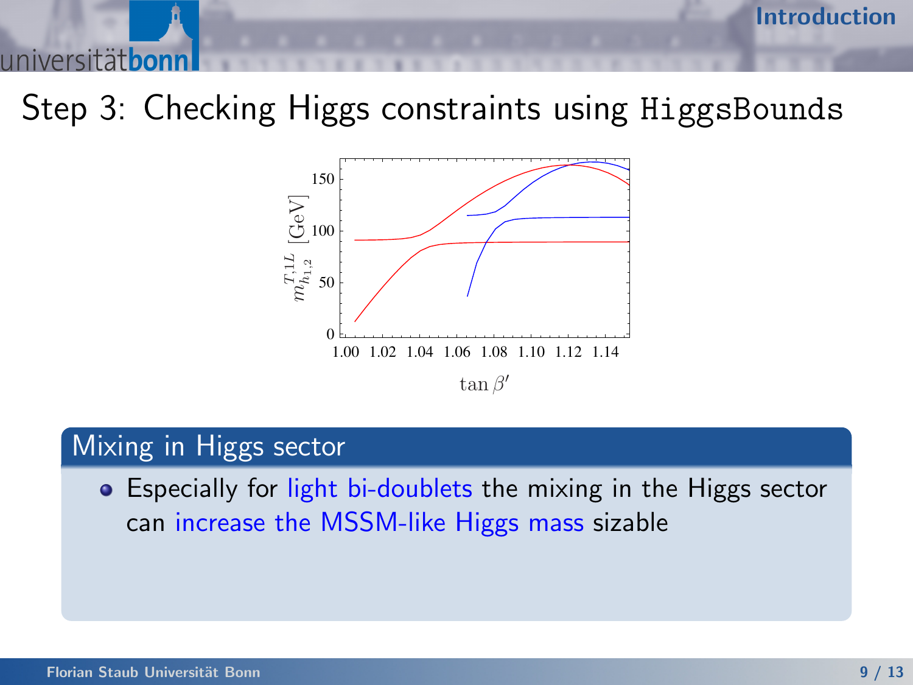## Step 3: Checking Higgs constraints using HiggsBounds

### Mixing in Higgs sector

- Especially for light bi-doublets the mixing in the Higgs sector can increase the MSSM-like Higgs mass sizable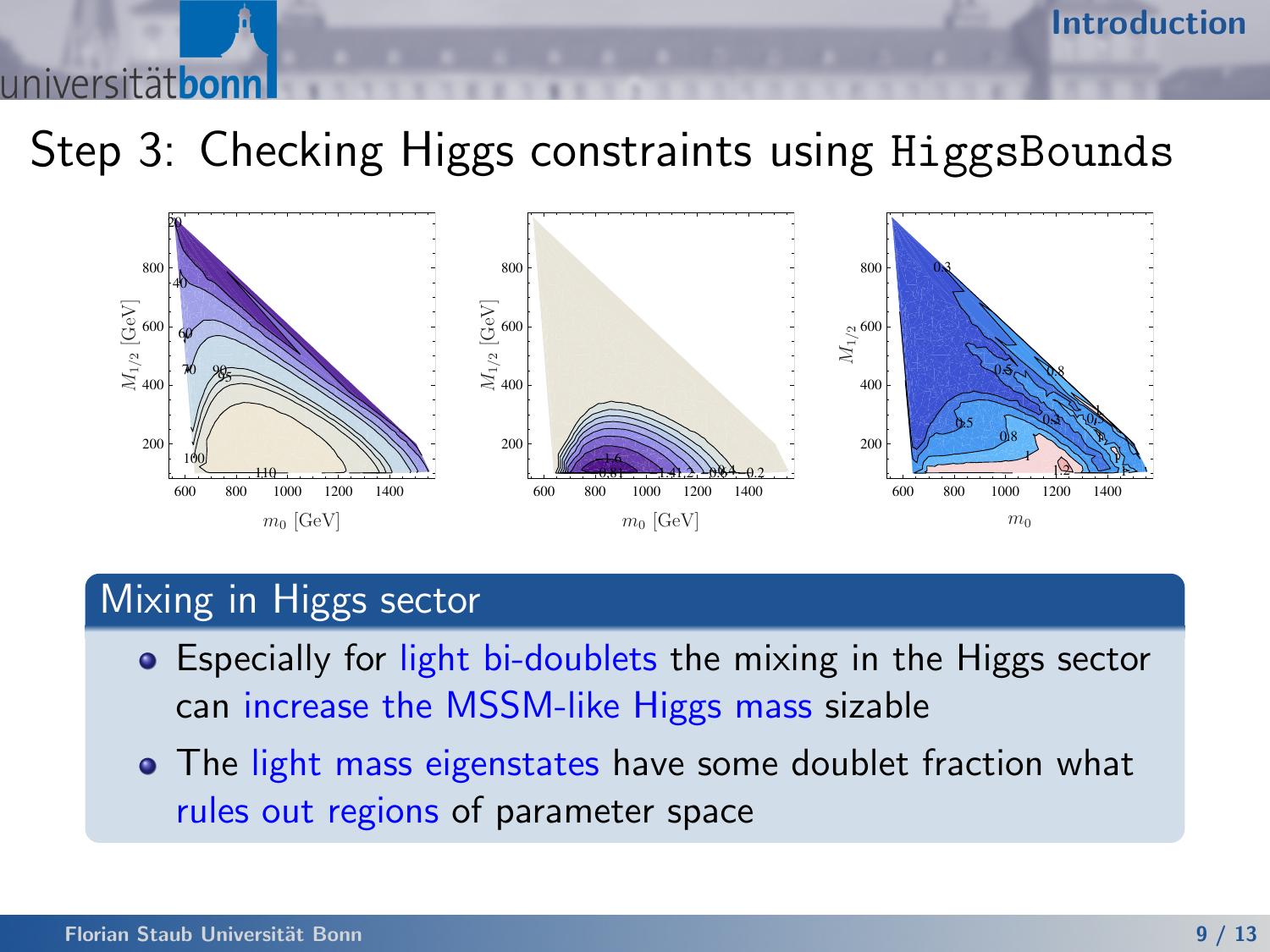## Step 3: Checking Higgs constraints using HiggsBounds

### Mixing in Higgs sector

- Especially for light bi-doublets the mixing in the Higgs sector can increase the MSSM-like Higgs mass sizable
- The light mass eigenstates have some doublet fraction what rules out regions of parameter space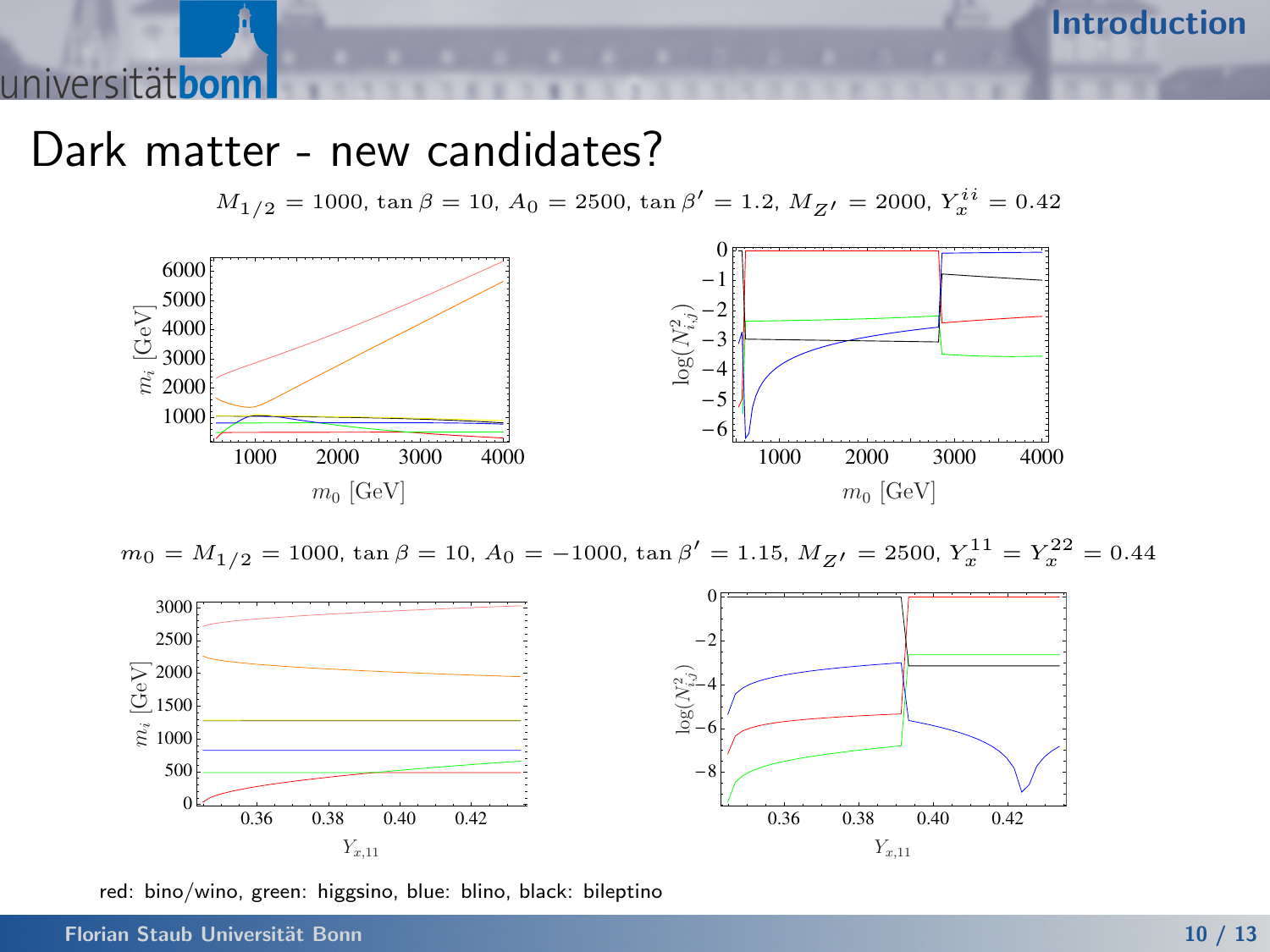# Dark matter - new candidates?

$M_{1/2} = 1000$, $\tan\beta = 10$, $A_0 = 2500$, $\tan\beta' = 1.2$, $M_{Z'} = 2000$, $Y_x^{ii} = 0.42$

$m_0 = M_{1/2} = 1000$, $\tan\beta = 10$, $A_0 = -1000$, $\tan\beta' = 1.15$, $M_{Z'} = 2500$, $Y_x^{11} = Y_x^{22} = 0.44$

red: bino/wino, green: higgsino, blue: blino, black: bileptino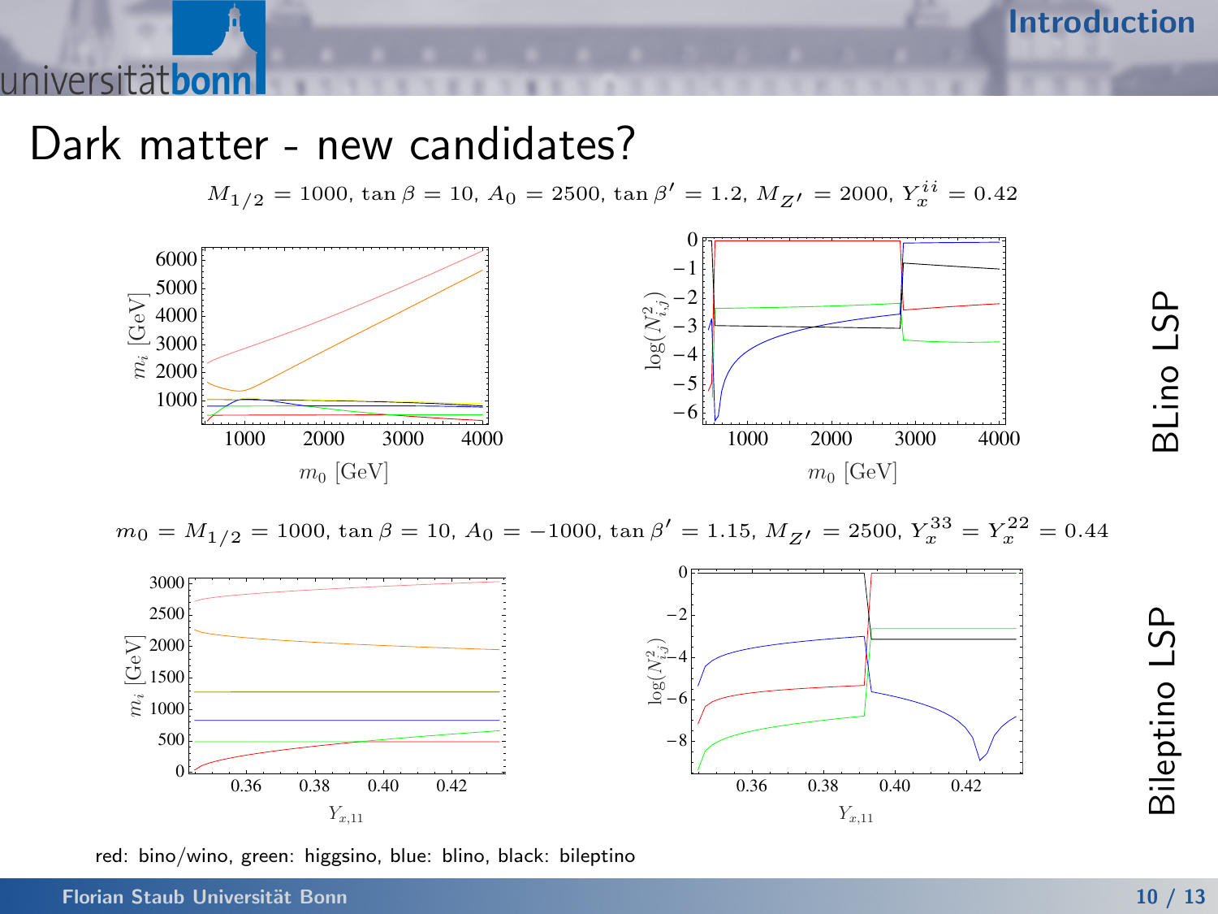# Dark matter - new candidates?

$M_{1/2} = 1000$, $\tan\beta = 10$, $A_0 = 2500$, $\tan\beta' = 1.2$, $M_{Z'} = 2000$, $Y_x^{ii} = 0.42$

BLino LSP

$m_0 = M_{1/2} = 1000$, $\tan\beta = 10$, $A_0 = -1000$, $\tan\beta' = 1.15$, $M_{Z'} = 2500$, $Y_x^{33} = Y_x^{22} = 0.44$

Bileptino LSP

red: bino/wino, green: higgsino, blue: blino, black: bileptino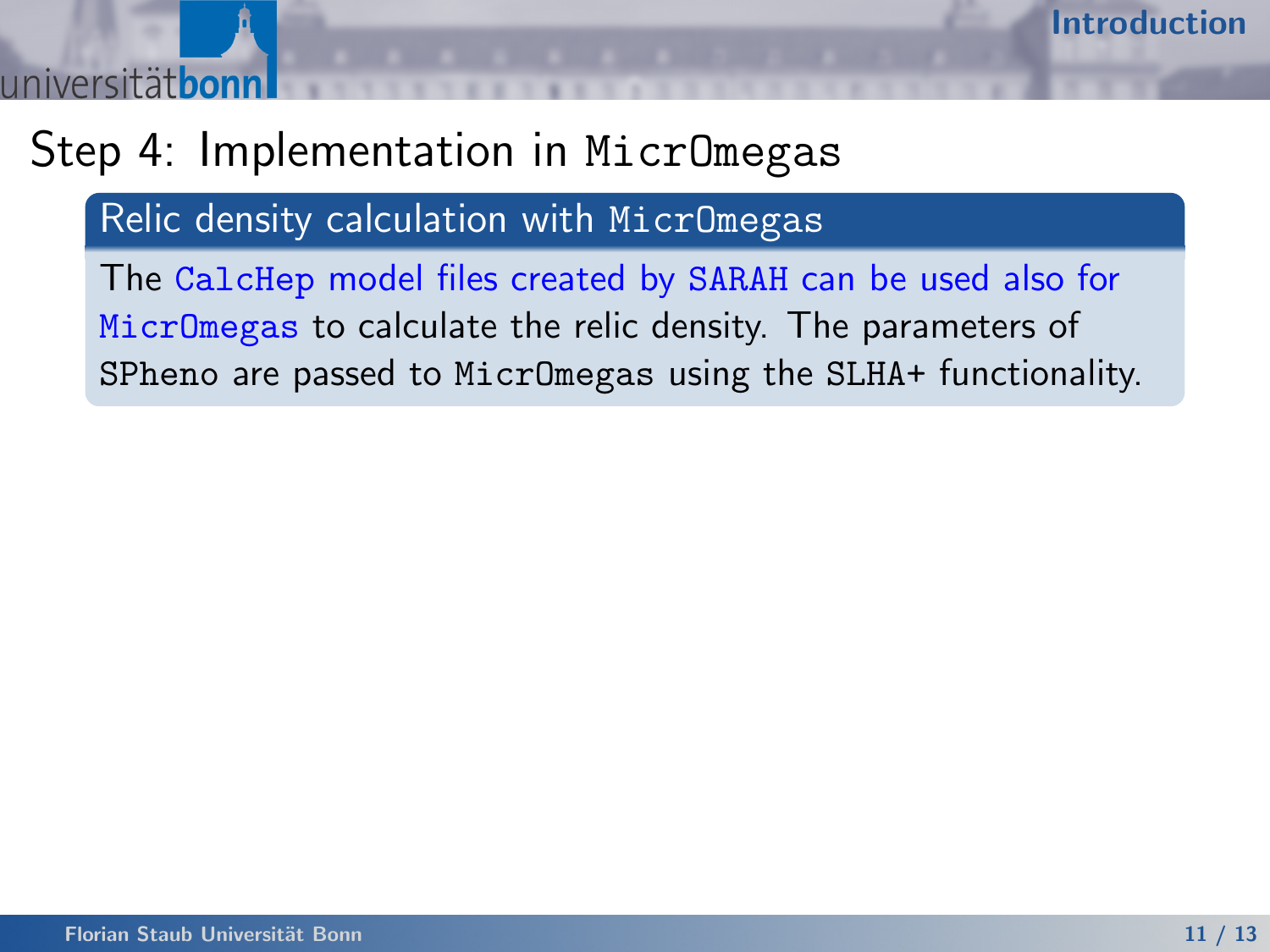# Step 4: Implementation in MicrOmegas

## Relic density calculation with MicrOmegas

The CalcHep model files created by SARAH can be used also for MicrOmegas to calculate the relic density. The parameters of SPheno are passed to MicrOmegas using the SLHA+ functionality.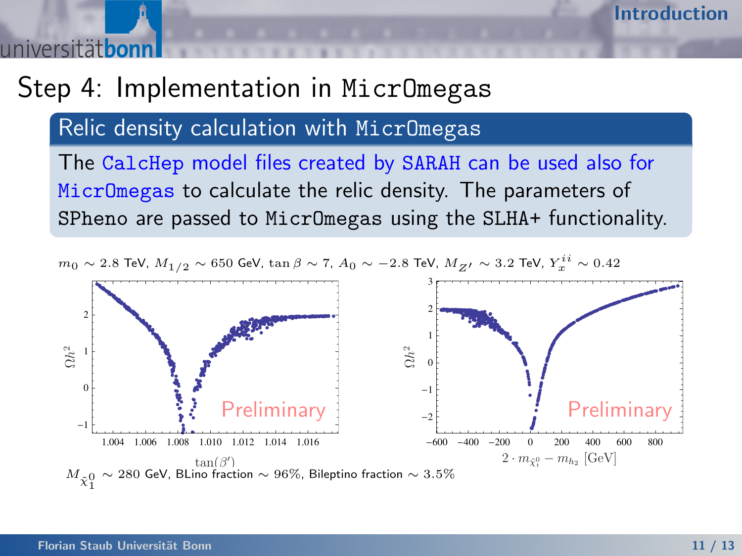# Step 4: Implementation in MicrOmegas

## Relic density calculation with MicrOmegas

The CalcHep model files created by SARAH can be used also for MicrOmegas to calculate the relic density. The parameters of SPheno are passed to MicrOmegas using the SLHA+ functionality.

$m_0 \sim 2.8$ TeV, $M_{1/2} \sim 650$ GeV, $\tan\beta \sim 7$, $A_0 \sim -2.8$ TeV, $M_{Z'} \sim 3.2$ TeV, $Y_x^{ii} \sim 0.42$

$M_{\tilde{\chi}_1^0} \sim 280$ GeV, BLino fraction $\sim 96\%$, Bileptino fraction $\sim 3.5\%$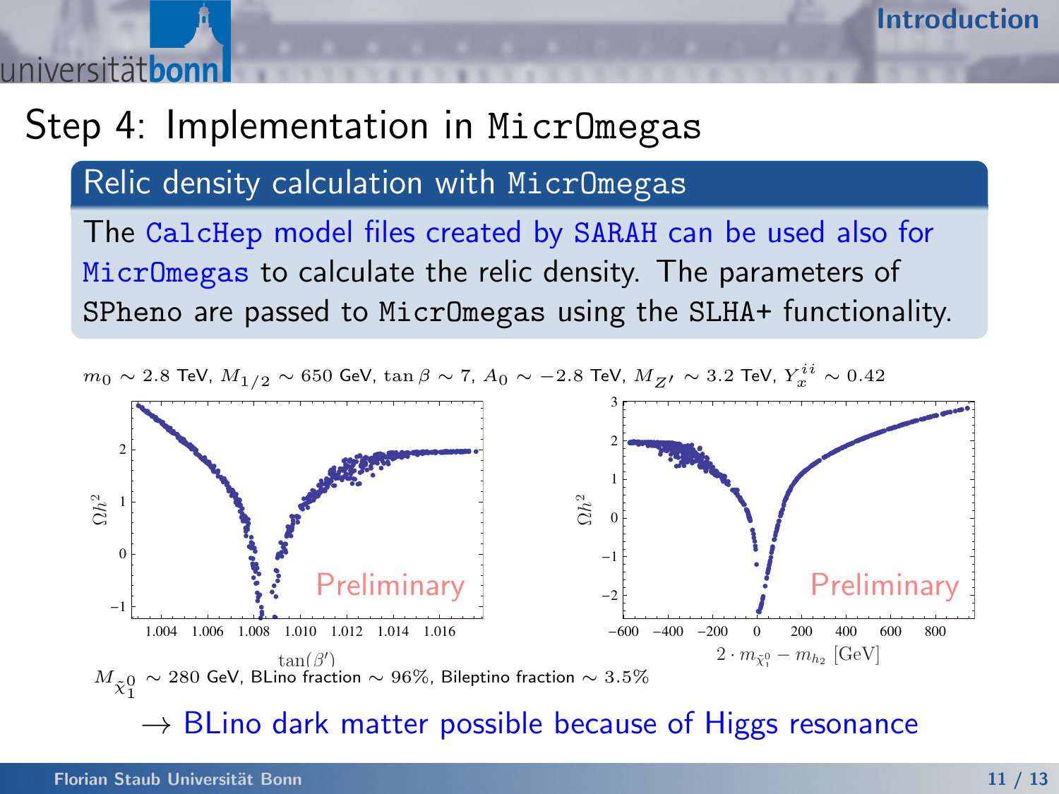# Step 4: Implementation in MicrOmegas

## Relic density calculation with MicrOmegas

The CalcHep model files created by SARAH can be used also for MicrOmegas to calculate the relic density. The parameters of SPheno are passed to MicrOmegas using the SLHA+ functionality.

$m_0 \sim 2.8$ TeV, $M_{1/2} \sim 650$ GeV, $\tan\beta \sim 7$, $A_0 \sim -2.8$ TeV, $M_{Z'} \sim 3.2$ TeV, $Y_x^{ii} \sim 0.42$

$M_{\tilde{\chi}_1^0} \sim 280$ GeV, BLino fraction $\sim 96\%$, Bileptino fraction $\sim 3.5\%$

$\rightarrow$ BLino dark matter possible because of Higgs resonance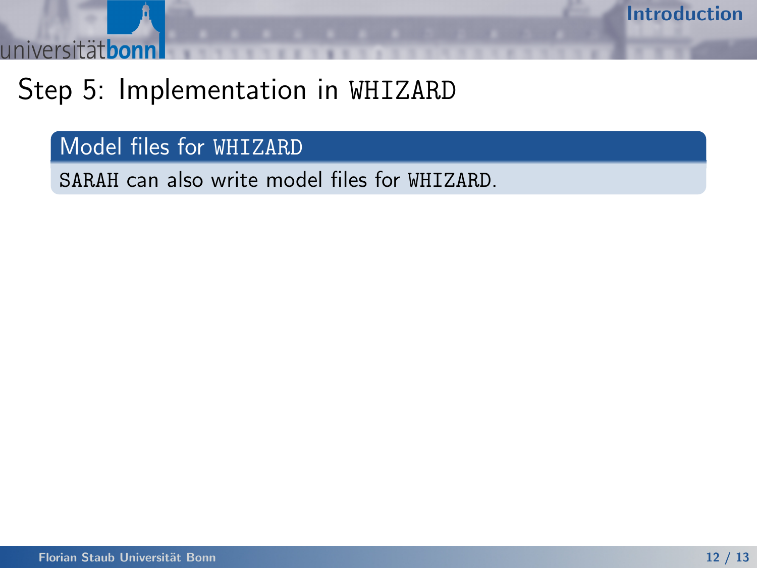## Step 5: Implementation in WHIZARD

### Model files for WHIZARD

SARAH can also write model files for WHIZARD.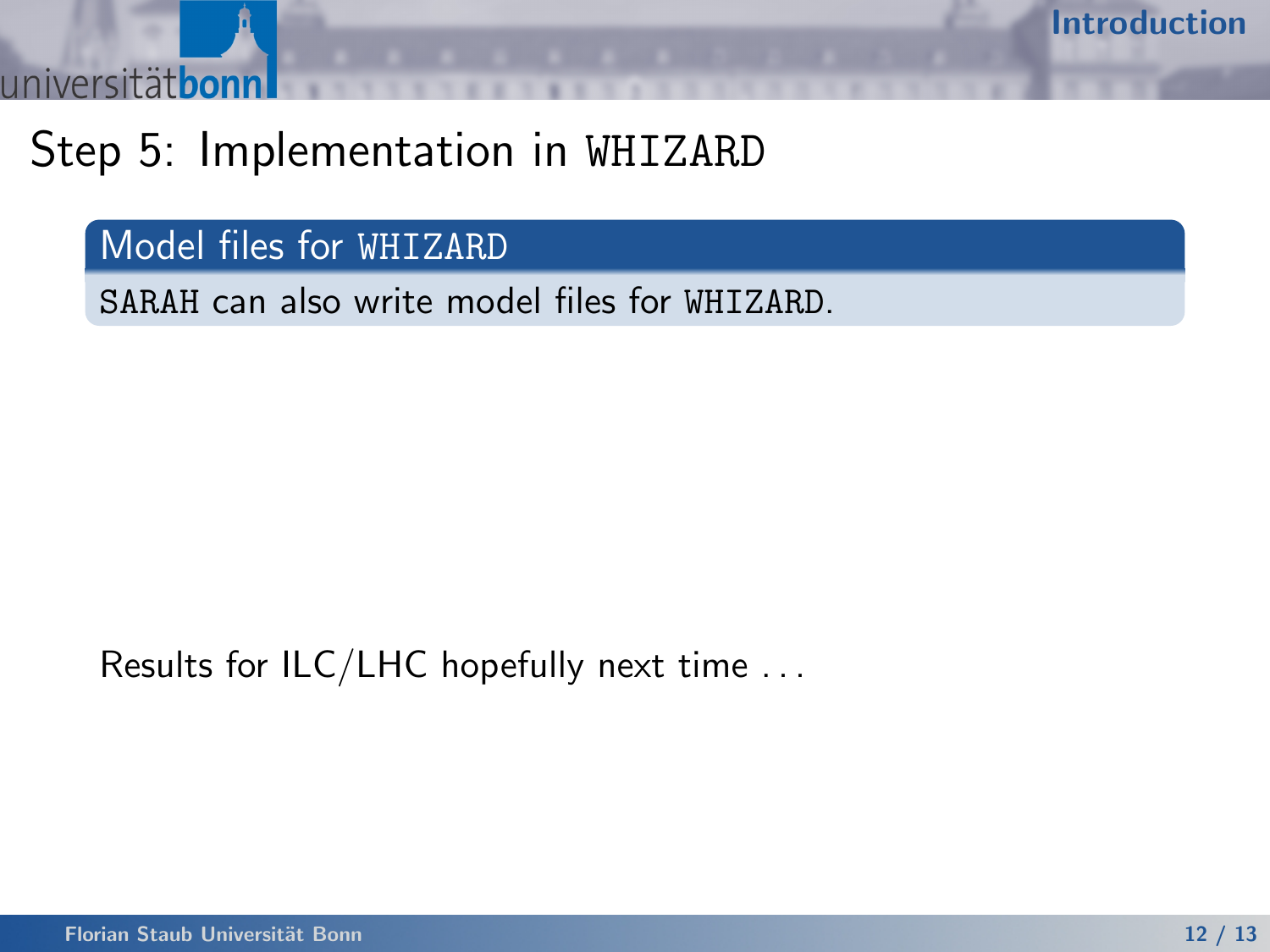## Step 5: Implementation in WHIZARD

### Model files for WHIZARD

SARAH can also write model files for WHIZARD.

Results for ILC/LHC hopefully next time . . .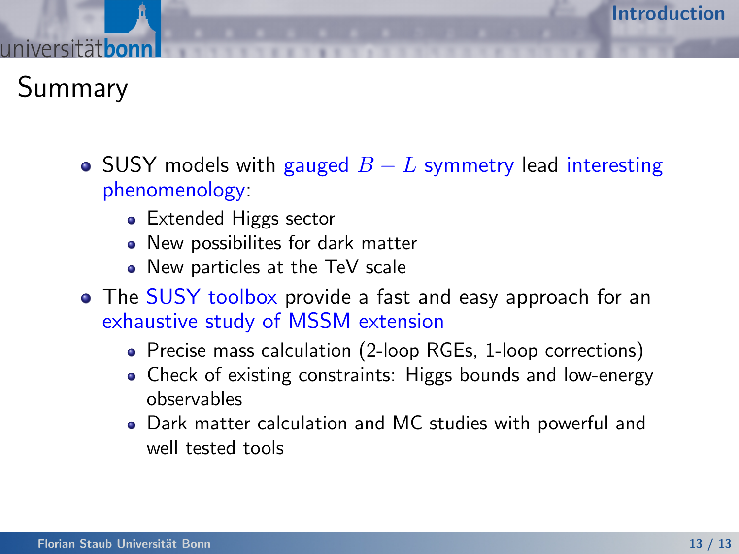# Summary

- SUSY models with gauged $B-L$ symmetry lead interesting phenomenology:
  - Extended Higgs sector
  - New possibilites for dark matter
  - New particles at the TeV scale
- The SUSY toolbox provide a fast and easy approach for an exhaustive study of MSSM extension
  - Precise mass calculation (2-loop RGEs, 1-loop corrections)
  - Check of existing constraints: Higgs bounds and low-energy observables
  - Dark matter calculation and MC studies with powerful and well tested tools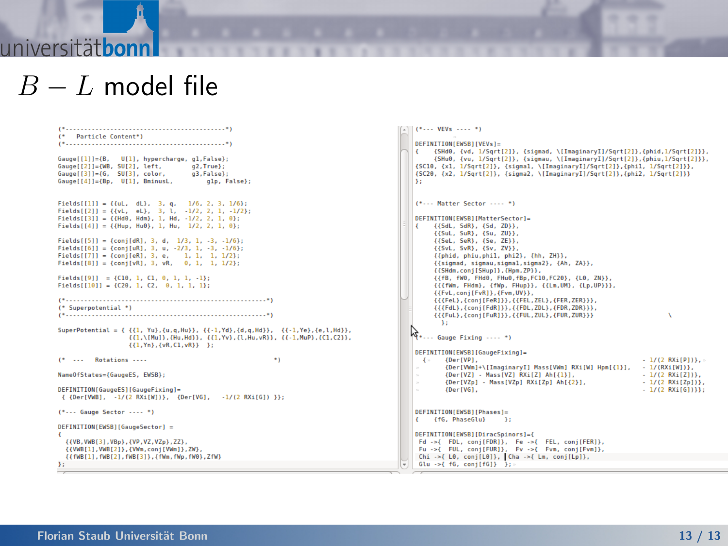# $B-L$ model file

```
(*---------------------------------------------*)
(*   Particle Content*)
(*---------------------------------------------*)

Gauge[[1]]={B,   U[1], hypercharge, g1,False};
Gauge[[2]]={WB, SU[2], left,        g2,True};
Gauge[[3]]={G,  SU[3], color,       g3,False};
Gauge[[4]]={Bp,  U[1], BminusL,         g1p, False};


Fields[[1]] = {{uL,  dL},  3, q,   1/6, 2, 3, 1/6};
Fields[[2]] = {{vL,  eL},  3, l,  -1/2, 2, 1, -1/2};
Fields[[3]] = {{Hd0, Hdm}, 1, Hd, -1/2, 2, 1, 0};
Fields[[4]] = {{Hup, Hu0}, 1, Hu,  1/2, 2, 1, 0};

Fields[[5]] = {conj[dR], 3, d,  1/3, 1, -3, -1/6};
Fields[[6]] = {conj[uR], 3, u, -2/3, 1, -3, -1/6};
Fields[[7]] = {conj[eR], 3, e,    1, 1,  1, 1/2};
Fields[[8]] = {conj[vR], 3, vR,   0, 1,  1, 1/2};

Fields[[9]]  = {C10, 1, C1, 0, 1, 1, -1};
Fields[[10]] = {C20, 1, C2,  0, 1, 1, 1};

(*-----------------------------------------------------*)
(* Superpotential *)
(*-----------------------------------------------------*)

SuperPotential = { {{1, Yu},{u,q,Hu}}, {{-1,Yd},{d,q,Hd}},  {{-1,Ye},{e,l,Hd}},
                   {{1,\[Mu]},{Hu,Hd}}, {{1,Yv},{l,Hu,vR}}, {{-1,MuP},{C1,C2}},
                   {{1,Yn},{vR,C1,vR}}  };

(*  ---   Rotations ----                                    *)

NameOfStates={GaugeES, EWSB};

DEFINITION[GaugeES][GaugeFixing]=
 { {Der[VWB],  -1/(2 RXi[W])},  {Der[VG],   -1/(2 RXi[G]) }};

(*--- Gauge Sector ---- *)

DEFINITION[EWSB][GaugeSector] =
{
  {{VB,VWB[3],VBp},{VP,VZ,VZp},ZZ},
  {{VWB[1],VWB[2]},{VWm,conj[VWm]},ZW},
  {{fWB[1],fWB[2],fWB[3]},{fWm,fWp,fW0},ZfW}
};
```

```
(*--- VEVs ---- *)

DEFINITION[EWSB][VEVs]=
{    {SHd0, {vd, 1/Sqrt[2]}, {sigmad, \[ImaginaryI]/Sqrt[2]},{phid,1/Sqrt[2]}},
     {SHu0, {vu, 1/Sqrt[2]}, {sigmau, \[ImaginaryI]/Sqrt[2]},{phiu,1/Sqrt[2]}},
{SC10, {x1, 1/Sqrt[2]}, {sigma1, \[ImaginaryI]/Sqrt[2]},{phi1, 1/Sqrt[2]}},
{SC20, {x2, 1/Sqrt[2]}, {sigma2, \[ImaginaryI]/Sqrt[2]},{phi2, 1/Sqrt[2]}}
};


(*--- Matter Sector ---- *)

DEFINITION[EWSB][MatterSector]=
{    {{SdL, SdR}, {Sd, ZD}},
     {{SuL, SuR}, {Su, ZU}},
     {{SeL, SeR}, {Se, ZE}},
     {{SvL, SvR}, {Sv, ZV}},
     {{phid, phiu,phi1, phi2}, {hh, ZH}},
     {{sigmad, sigmau,sigma1,sigma2}, {Ah, ZA}},
     {{SHdm,conj[SHup]},{Hpm,ZP}},
     {{fB, fW0, FHd0, FHu0,fBp,FC10,FC20}, {L0, ZN}},
     {{{fWm, FHdm}, {fWp, FHup}}, {{Lm,UM}, {Lp,UP}}},
     {{FvL,conj[FvR]},{Fvm,UV}},
     {{{FeL},{conj[FeR]}},{{FEL,ZEL},{FER,ZER}}},
     {{{FdL},{conj[FdR]}},{{FDL,ZDL},{FDR,ZDR}}},
     {{{FuL},{conj[FuR]}},{{FUL,ZUL},{FUR,ZUR}}}
       };

(*--- Gauge Fixing ---- *)

DEFINITION[EWSB][GaugeFixing]=
  {     {Der[VP],                                             - 1/(2 RXi[P])},
        {Der[VWm]+\[ImaginaryI] Mass[VWm] RXi[W] Hpm[{1}],    - 1/(RXi[W])},
        {Der[VZ] - Mass[VZ] RXi[Z] Ah[{1}],                   - 1/(2 RXi[Z])},
        {Der[VZp] - Mass[VZp] RXi[Zp] Ah[{2}],                - 1/(2 RXi[Zp])},
        {Der[VG],                                             - 1/(2 RXi[G])}};


DEFINITION[EWSB][Phases]=
{    {fG, PhaseGlu}     };

DEFINITION[EWSB][DiracSpinors]={
 Fd ->{  FDL, conj[FDR]},  Fe ->{  FEL, conj[FER]},
 Fu ->{  FUL, conj[FUR]},  Fv ->{  Fvm, conj[Fvm]},
 Chi ->{ L0, conj[L0]}, Cha ->{ Lm, conj[Lp]},
 Glu ->{ fG, conj[fG]}  };
```